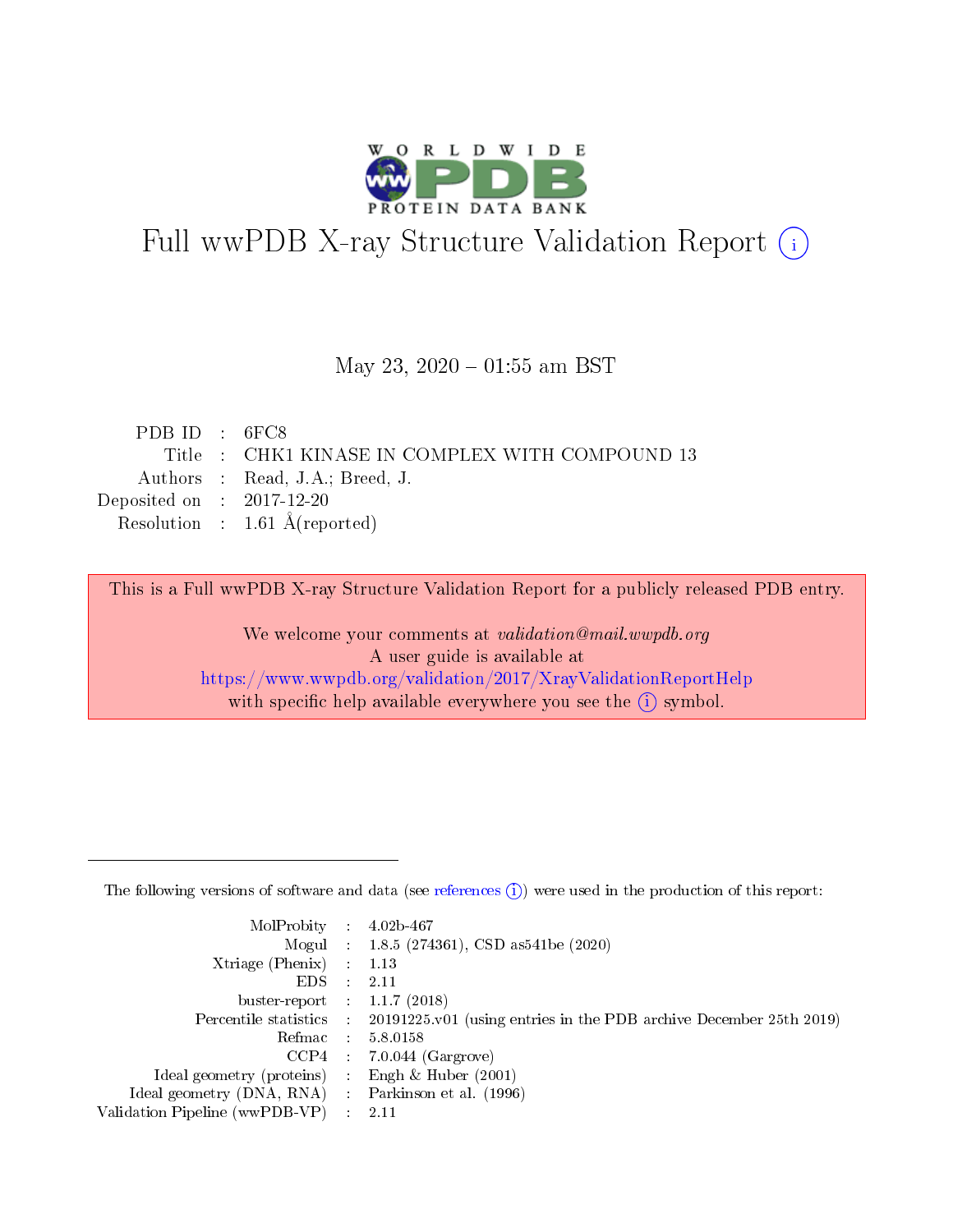# Full wwPDB X-ray Structure Validation Report (i)

May 23, 2020 – 01:55 am BST

| | | |
|---|---|---|
| PDB ID | : | 6FC8 |
| Title | : | CHK1 KINASE IN COMPLEX WITH COMPOUND 13 |
| Authors | : | Read, J.A.; Breed, J. |
| Deposited on | : | 2017-12-20 |
| Resolution | : | 1.61 Å(reported) |

This is a Full wwPDB X-ray Structure Validation Report for a publicly released PDB entry.

We welcome your comments at *validation@mail.wwpdb.org*
A user guide is available at
https://www.wwpdb.org/validation/2017/XrayValidationReportHelp
with specific help available everywhere you see the (i) symbol.

---

The following versions of software and data (see references (i)) were used in the production of this report:

| | | |
|---|---|---|
| MolProbity | : | 4.02b-467 |
| Mogul | : | 1.8.5 (274361), CSD as541be (2020) |
| Xtriage (Phenix) | : | 1.13 |
| EDS | : | 2.11 |
| buster-report | : | 1.1.7 (2018) |
| Percentile statistics | : | 20191225.v01 (using entries in the PDB archive December 25th 2019) |
| Refmac | : | 5.8.0158 |
| CCP4 | : | 7.0.044 (Gargrove) |
| Ideal geometry (proteins) | : | Engh & Huber (2001) |
| Ideal geometry (DNA, RNA) | : | Parkinson et al. (1996) |
| Validation Pipeline (wwPDB-VP) | : | 2.11 |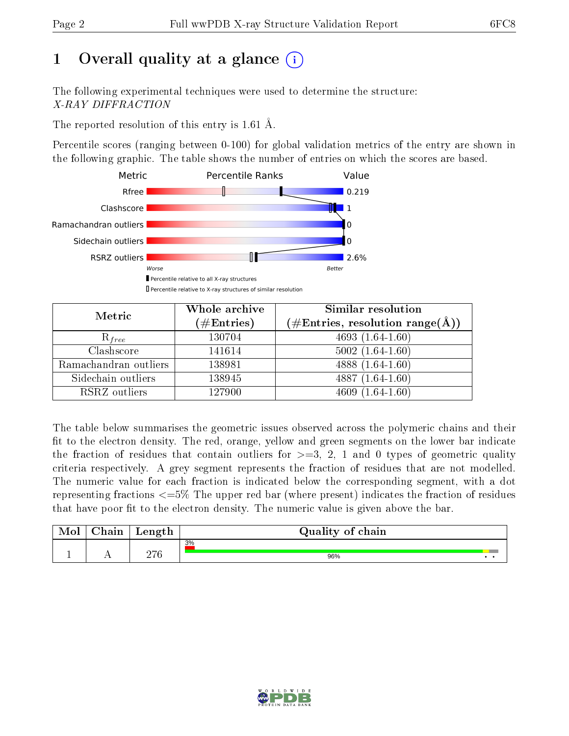# 1 Overall quality at a glance (i)

The following experimental techniques were used to determine the structure:
*X-RAY DIFFRACTION*

The reported resolution of this entry is 1.61 Å.

Percentile scores (ranging between 0-100) for global validation metrics of the entry are shown in the following graphic. The table shows the number of entries on which the scores are based.

| Metric | Value |
|---|---|
| Rfree | 0.219 |
| Clashscore | 1 |
| Ramachandran outliers | 0 |
| Sidechain outliers | 0 |
| RSRZ outliers | 2.6% |

Worse — Better

▮ Percentile relative to all X-ray structures
▯ Percentile relative to X-ray structures of similar resolution

| Metric | Whole archive (#Entries) | Similar resolution (#Entries, resolution range(Å)) |
|---|---|---|
| $R_{free}$ | 130704 | 4693 (1.64-1.60) |
| Clashscore | 141614 | 5002 (1.64-1.60) |
| Ramachandran outliers | 138981 | 4888 (1.64-1.60) |
| Sidechain outliers | 138945 | 4887 (1.64-1.60) |
| RSRZ outliers | 127900 | 4609 (1.64-1.60) |

The table below summarises the geometric issues observed across the polymeric chains and their fit to the electron density. The red, orange, yellow and green segments on the lower bar indicate the fraction of residues that contain outliers for >=3, 2, 1 and 0 types of geometric quality criteria respectively. A grey segment represents the fraction of residues that are not modelled. The numeric value for each fraction is indicated below the corresponding segment, with a dot representing fractions <=5% The upper red bar (where present) indicates the fraction of residues that have poor fit to the electron density. The numeric value is given above the bar.

| Mol | Chain | Length | Quality of chain |
|---|---|---|---|
| 1 | A | 276 | 3% / 96% • • |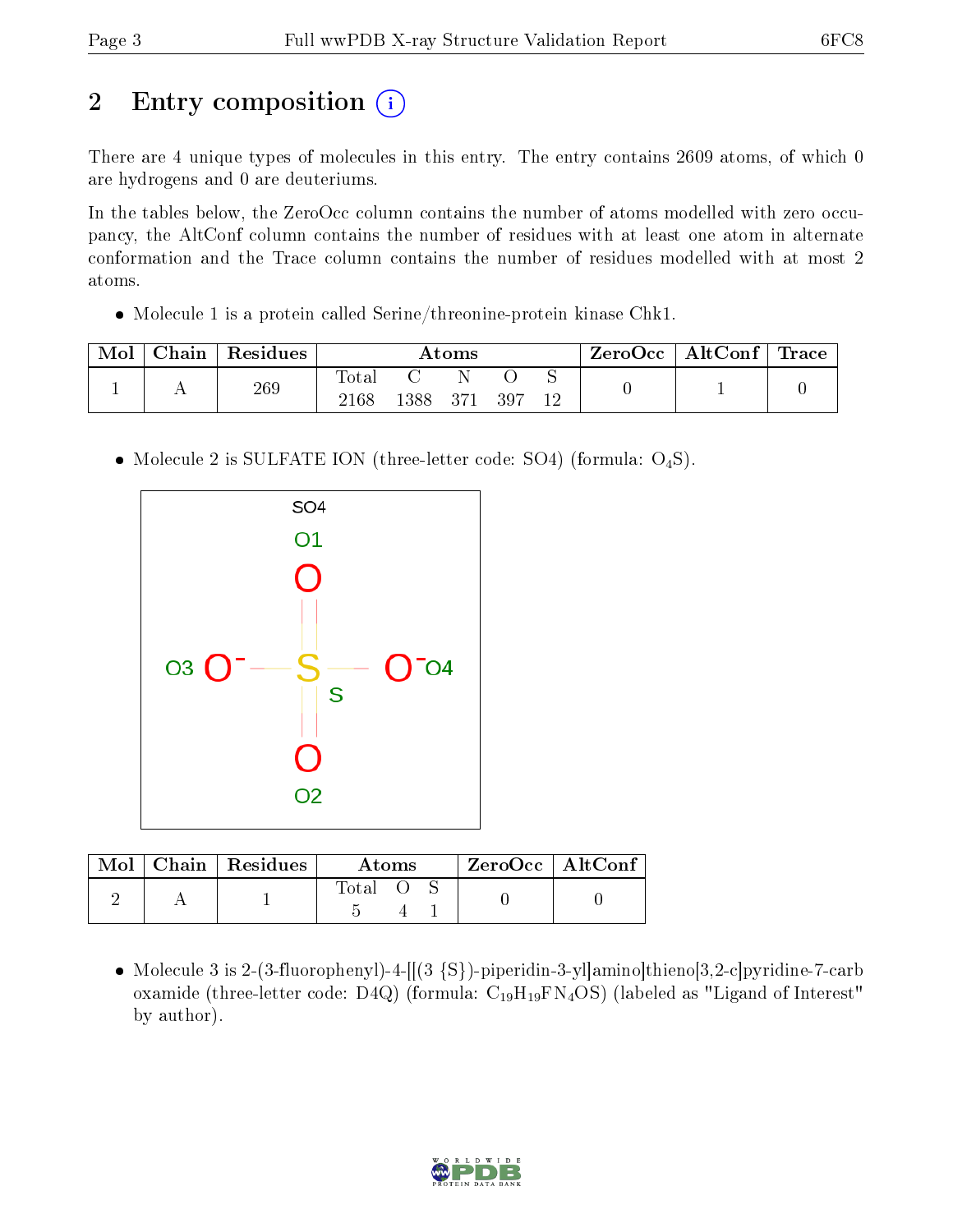# 2 Entry composition

There are 4 unique types of molecules in this entry. The entry contains 2609 atoms, of which 0 are hydrogens and 0 are deuteriums.

In the tables below, the ZeroOcc column contains the number of atoms modelled with zero occupancy, the AltConf column contains the number of residues with at least one atom in alternate conformation and the Trace column contains the number of residues modelled with at most 2 atoms.

- Molecule 1 is a protein called Serine/threonine-protein kinase Chk1.

| Mol | Chain | Residues | Atoms | | | | | ZeroOcc | AltConf | Trace |
|---|---|---|---|---|---|---|---|---|---|---|
| | | | Total | C | N | O | S | | | |
| 1 | A | 269 | 2168 | 1388 | 371 | 397 | 12 | 0 | 1 | 0 |

- Molecule 2 is SULFATE ION (three-letter code: SO4) (formula: $O_4S$).

| Mol | Chain | Residues | Atoms | | | ZeroOcc | AltConf |
|---|---|---|---|---|---|---|---|
| | | | Total | O | S | | |
| 2 | A | 1 | 5 | 4 | 1 | 0 | 0 |

- Molecule 3 is 2-(3-fluorophenyl)-4-[[(3 {S})-piperidin-3-yl]amino]thieno[3,2-c]pyridine-7-carboxamide (three-letter code: D4Q) (formula: $C_{19}H_{19}FN_4OS$) (labeled as "Ligand of Interest" by author).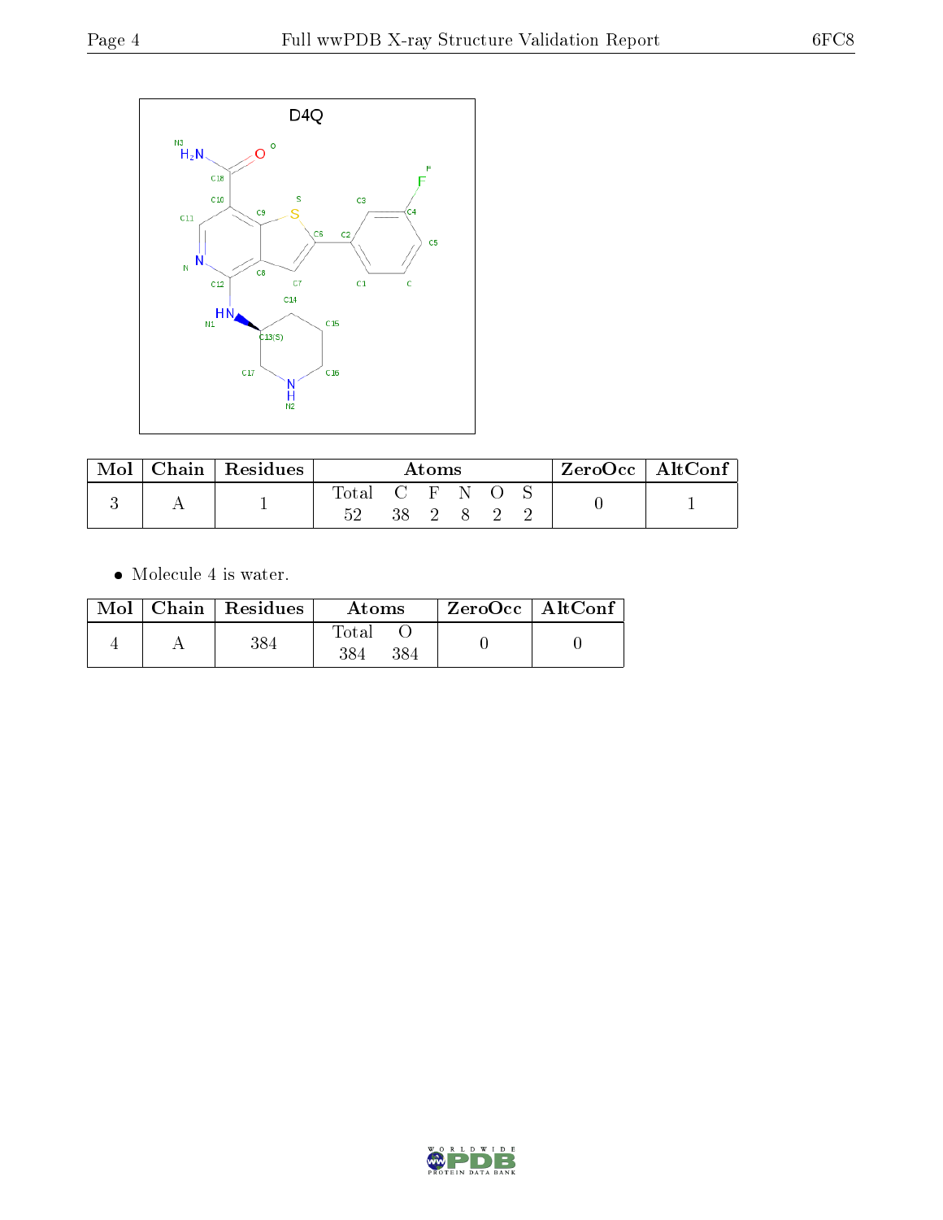| Mol | Chain | Residues | Atoms | | | | | | ZeroOcc | AltConf |
|---|---|---|---|---|---|---|---|---|---|---|
| | | | Total | C | F | N | O | S | | |
| 3 | A | 1 | 52 | 38 | 2 | 8 | 2 | 2 | 0 | 1 |

- Molecule 4 is water.

| Mol | Chain | Residues | Atoms | | ZeroOcc | AltConf |
|---|---|---|---|---|---|---|
| | | | Total | O | | |
| 4 | A | 384 | 384 | 384 | 0 | 0 |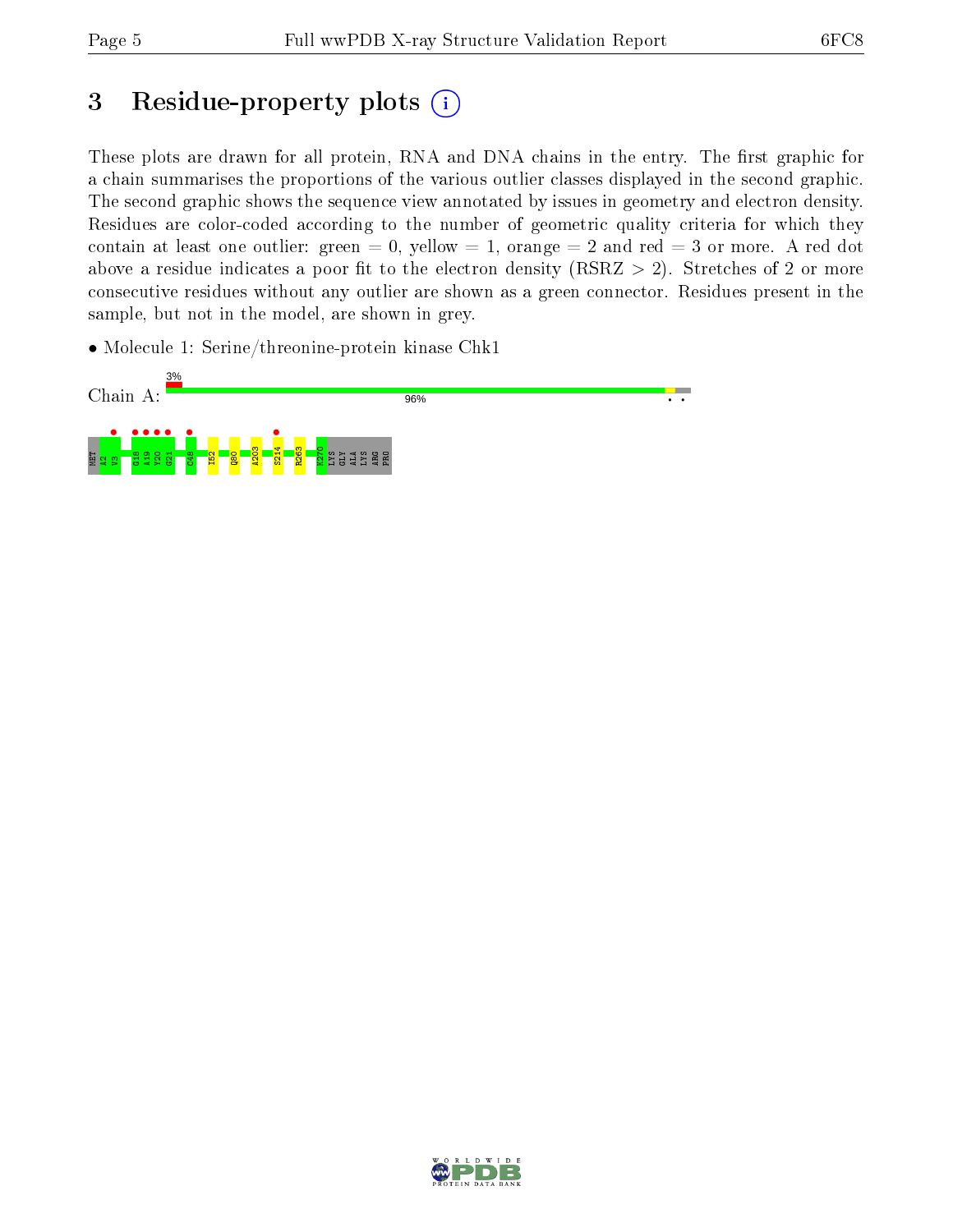# 3 Residue-property plots

These plots are drawn for all protein, RNA and DNA chains in the entry. The first graphic for a chain summarises the proportions of the various outlier classes displayed in the second graphic. The second graphic shows the sequence view annotated by issues in geometry and electron density. Residues are color-coded according to the number of geometric quality criteria for which they contain at least one outlier: green = 0, yellow = 1, orange = 2 and red = 3 or more. A red dot above a residue indicates a poor fit to the electron density (RSRZ > 2). Stretches of 2 or more consecutive residues without any outlier are shown as a green connector. Residues present in the sample, but not in the model, are shown in grey.

- Molecule 1: Serine/threonine-protein kinase Chk1

Chain A: 3% 96%

MET A2 V3 G18 A19 Y20 G21 C48 I52 Q80 A203 S214 R263 K270 LYS GLY ALA LYS ARG PRO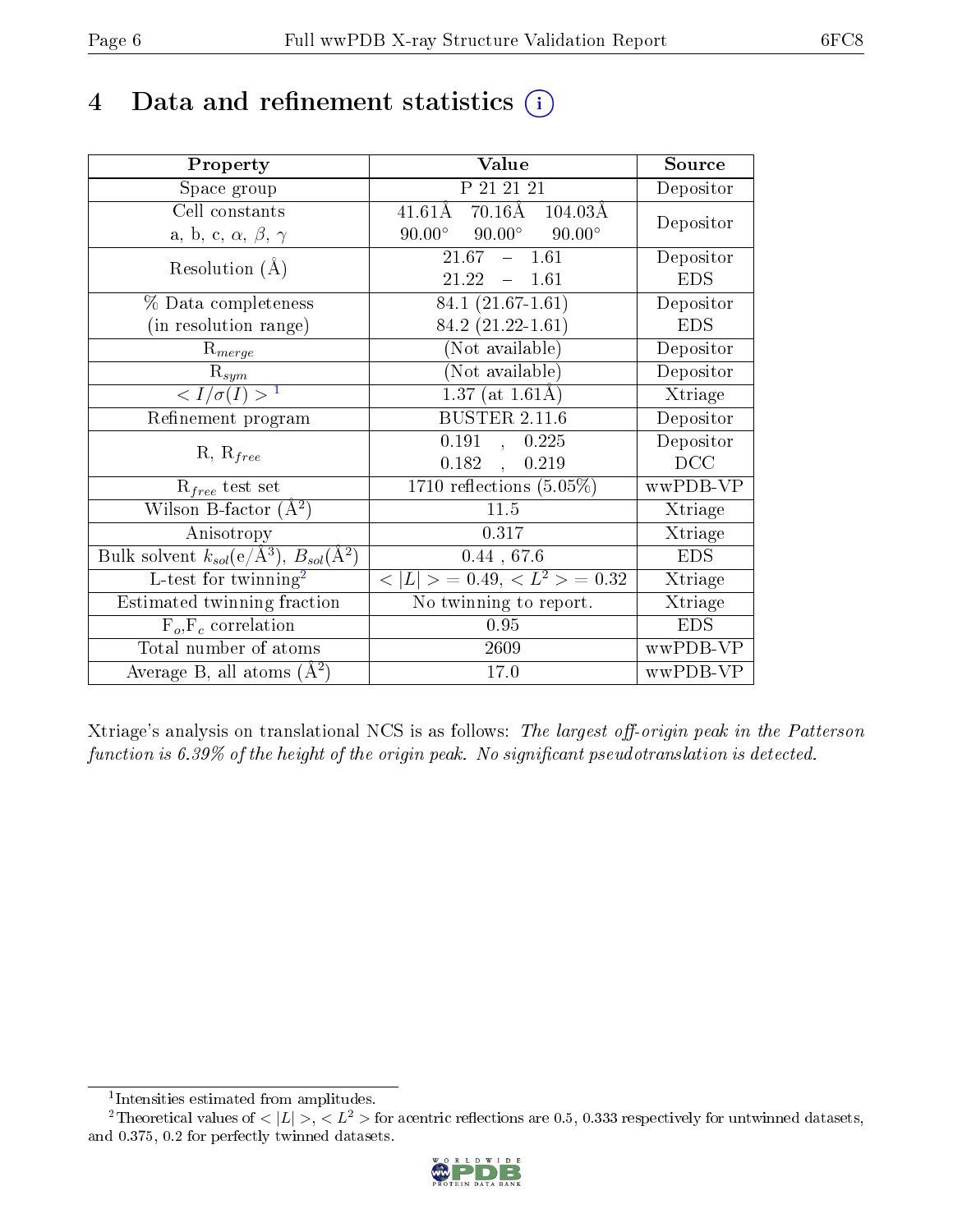# 4 Data and refinement statistics (i)

| Property | Value | Source |
|---|---|---|
| Space group | P 21 21 21 | Depositor |
| Cell constants<br>a, b, c, $\alpha$, $\beta$, $\gamma$ | 41.61Å 70.16Å 104.03Å<br>90.00° 90.00° 90.00° | Depositor |
| Resolution (Å) | 21.67 – 1.61<br>21.22 – 1.61 | Depositor<br>EDS |
| % Data completeness<br>(in resolution range) | 84.1 (21.67-1.61)<br>84.2 (21.22-1.61) | Depositor<br>EDS |
| $R_{merge}$ | (Not available) | Depositor |
| $R_{sym}$ | (Not available) | Depositor |
| $< I/\sigma(I) >$ [1] | 1.37 (at 1.61Å) | Xtriage |
| Refinement program | BUSTER 2.11.6 | Depositor |
| R, $R_{free}$ | 0.191 , 0.225<br>0.182 , 0.219 | Depositor<br>DCC |
| $R_{free}$ test set | 1710 reflections (5.05%) | wwPDB-VP |
| Wilson B-factor (Å$^2$) | 11.5 | Xtriage |
| Anisotropy | 0.317 | Xtriage |
| Bulk solvent $k_{sol}$(e/Å$^3$), $B_{sol}$(Å$^2$) | 0.44 , 67.6 | EDS |
| L-test for twinning[2] | $< \|L\| >$ = 0.49, $< L^2 >$ = 0.32 | Xtriage |
| Estimated twinning fraction | No twinning to report. | Xtriage |
| $F_o$,$F_c$ correlation | 0.95 | EDS |
| Total number of atoms | 2609 | wwPDB-VP |
| Average B, all atoms (Å$^2$) | 17.0 | wwPDB-VP |

Xtriage's analysis on translational NCS is as follows: *The largest off-origin peak in the Patterson function is 6.39% of the height of the origin peak. No significant pseudotranslation is detected.*

[1] Intensities estimated from amplitudes.

[2] Theoretical values of $< |L| >$, $< L^2 >$ for acentric reflections are 0.5, 0.333 respectively for untwinned datasets, and 0.375, 0.2 for perfectly twinned datasets.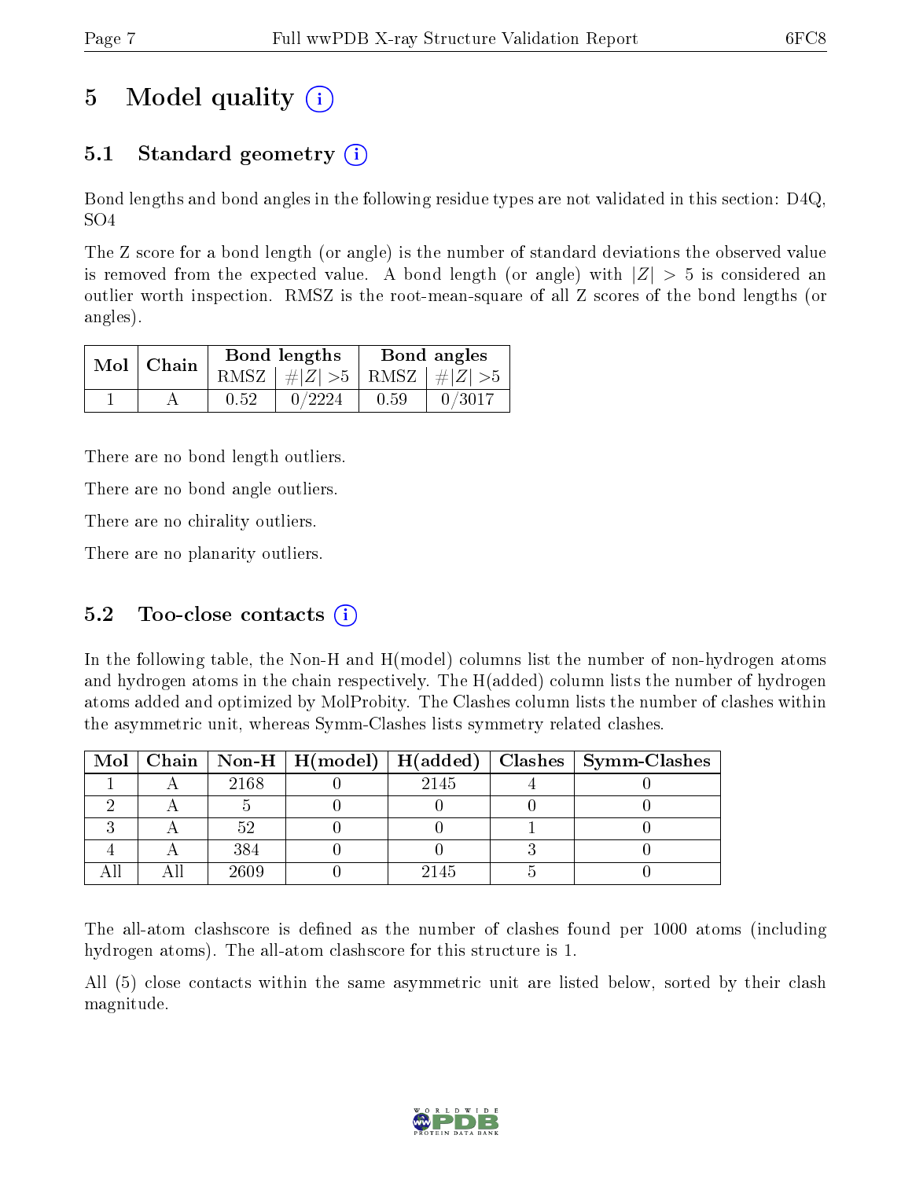# 5 Model quality (i)

## 5.1 Standard geometry (i)

Bond lengths and bond angles in the following residue types are not validated in this section: D4Q, SO4

The Z score for a bond length (or angle) is the number of standard deviations the observed value is removed from the expected value. A bond length (or angle) with $|Z| > 5$ is considered an outlier worth inspection. RMSZ is the root-mean-square of all Z scores of the bond lengths (or angles).

| Mol | Chain | Bond lengths | | Bond angles | |
|---|---|---|---|---|---|
| | | RMSZ | $\#\|Z\| > 5$ | RMSZ | $\#\|Z\| > 5$ |
| 1 | A | 0.52 | 0/2224 | 0.59 | 0/3017 |

There are no bond length outliers.

There are no bond angle outliers.

There are no chirality outliers.

There are no planarity outliers.

## 5.2 Too-close contacts (i)

In the following table, the Non-H and H(model) columns list the number of non-hydrogen atoms and hydrogen atoms in the chain respectively. The H(added) column lists the number of hydrogen atoms added and optimized by MolProbity. The Clashes column lists the number of clashes within the asymmetric unit, whereas Symm-Clashes lists symmetry related clashes.

| Mol | Chain | Non-H | H(model) | H(added) | Clashes | Symm-Clashes |
|---|---|---|---|---|---|---|
| 1 | A | 2168 | 0 | 2145 | 4 | 0 |
| 2 | A | 5 | 0 | 0 | 0 | 0 |
| 3 | A | 52 | 0 | 0 | 1 | 0 |
| 4 | A | 384 | 0 | 0 | 3 | 0 |
| All | All | 2609 | 0 | 2145 | 5 | 0 |

The all-atom clashscore is defined as the number of clashes found per 1000 atoms (including hydrogen atoms). The all-atom clashscore for this structure is 1.

All (5) close contacts within the same asymmetric unit are listed below, sorted by their clash magnitude.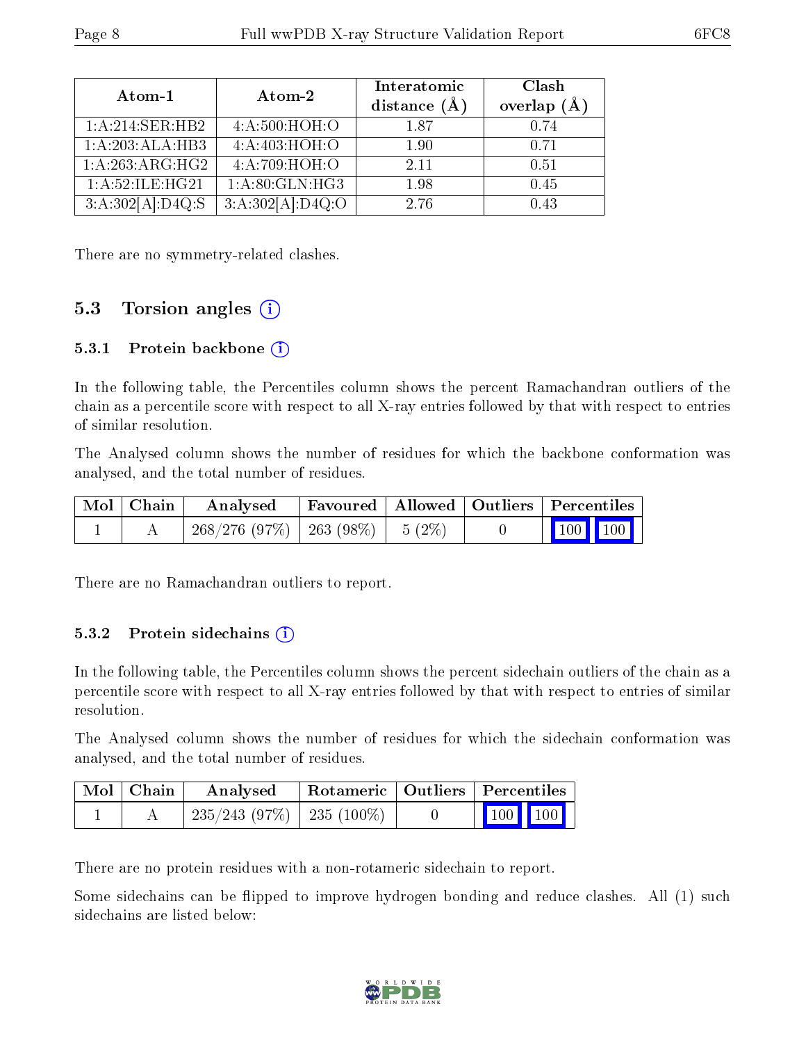| Atom-1 | Atom-2 | Interatomic distance (Å) | Clash overlap (Å) |
|---|---|---|---|
| 1:A:214:SER:HB2 | 4:A:500:HOH:O | 1.87 | 0.74 |
| 1:A:203:ALA:HB3 | 4:A:403:HOH:O | 1.90 | 0.71 |
| 1:A:263:ARG:HG2 | 4:A:709:HOH:O | 2.11 | 0.51 |
| 1:A:52:ILE:HG21 | 1:A:80:GLN:HG3 | 1.98 | 0.45 |
| 3:A:302[A]:D4Q:S | 3:A:302[A]:D4Q:O | 2.76 | 0.43 |

There are no symmetry-related clashes.

## 5.3 Torsion angles

### 5.3.1 Protein backbone

In the following table, the Percentiles column shows the percent Ramachandran outliers of the chain as a percentile score with respect to all X-ray entries followed by that with respect to entries of similar resolution.

The Analysed column shows the number of residues for which the backbone conformation was analysed, and the total number of residues.

| Mol | Chain | Analysed | Favoured | Allowed | Outliers | Percentiles |
|---|---|---|---|---|---|---|
| 1 | A | 268/276 (97%) | 263 (98%) | 5 (2%) | 0 | 100 100 |

There are no Ramachandran outliers to report.

### 5.3.2 Protein sidechains

In the following table, the Percentiles column shows the percent sidechain outliers of the chain as a percentile score with respect to all X-ray entries followed by that with respect to entries of similar resolution.

The Analysed column shows the number of residues for which the sidechain conformation was analysed, and the total number of residues.

| Mol | Chain | Analysed | Rotameric | Outliers | Percentiles |
|---|---|---|---|---|---|
| 1 | A | 235/243 (97%) | 235 (100%) | 0 | 100 100 |

There are no protein residues with a non-rotameric sidechain to report.

Some sidechains can be flipped to improve hydrogen bonding and reduce clashes. All (1) such sidechains are listed below: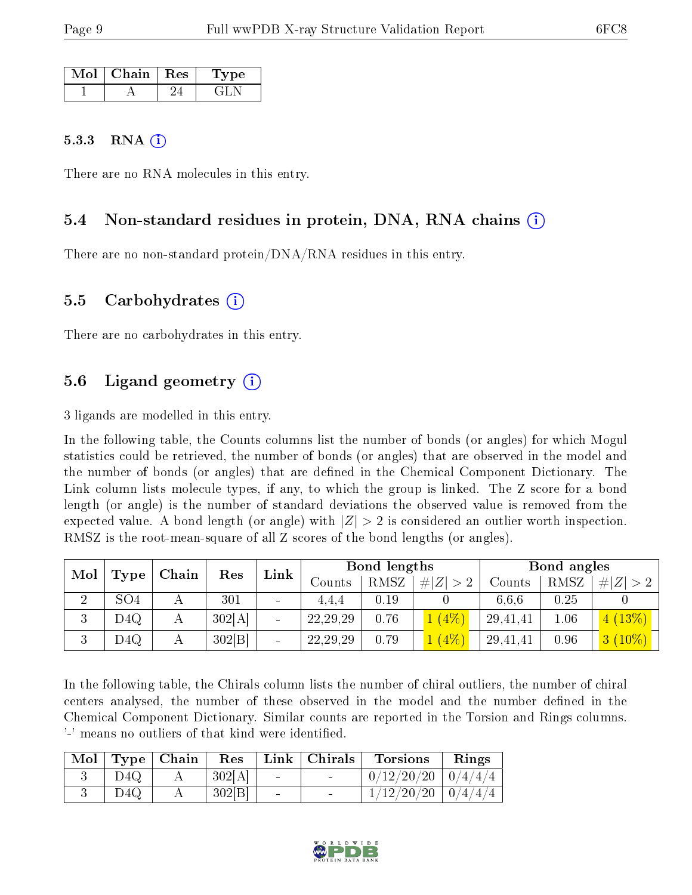| Mol | Chain | Res | Type |
|---|---|---|---|
| 1 | A | 24 | GLN |

#### 5.3.3 RNA

There are no RNA molecules in this entry.

### 5.4 Non-standard residues in protein, DNA, RNA chains

There are no non-standard protein/DNA/RNA residues in this entry.

### 5.5 Carbohydrates

There are no carbohydrates in this entry.

### 5.6 Ligand geometry

3 ligands are modelled in this entry.

In the following table, the Counts columns list the number of bonds (or angles) for which Mogul statistics could be retrieved, the number of bonds (or angles) that are observed in the model and the number of bonds (or angles) that are defined in the Chemical Component Dictionary. The Link column lists molecule types, if any, to which the group is linked. The Z score for a bond length (or angle) is the number of standard deviations the observed value is removed from the expected value. A bond length (or angle) with $|Z| > 2$ is considered an outlier worth inspection. RMSZ is the root-mean-square of all Z scores of the bond lengths (or angles).

| Mol | Type | Chain | Res | Link | Bond lengths | | | Bond angles | | |
|---|---|---|---|---|---|---|---|---|---|---|
| | | | | | Counts | RMSZ | $\#\|Z\|>2$ | Counts | RMSZ | $\#\|Z\|>2$ |
| 2 | SO4 | A | 301 | - | 4,4,4 | 0.19 | 0 | 6,6,6 | 0.25 | 0 |
| 3 | D4Q | A | 302[A] | - | 22,29,29 | 0.76 | 1 (4%) | 29,41,41 | 1.06 | 4 (13%) |
| 3 | D4Q | A | 302[B] | - | 22,29,29 | 0.79 | 1 (4%) | 29,41,41 | 0.96 | 3 (10%) |

In the following table, the Chirals column lists the number of chiral outliers, the number of chiral centers analysed, the number of these observed in the model and the number defined in the Chemical Component Dictionary. Similar counts are reported in the Torsion and Rings columns. '-' means no outliers of that kind were identified.

| Mol | Type | Chain | Res | Link | Chirals | Torsions | Rings |
|---|---|---|---|---|---|---|---|
| 3 | D4Q | A | 302[A] | - | - | 0/12/20/20 | 0/4/4/4 |
| 3 | D4Q | A | 302[B] | - | - | 1/12/20/20 | 0/4/4/4 |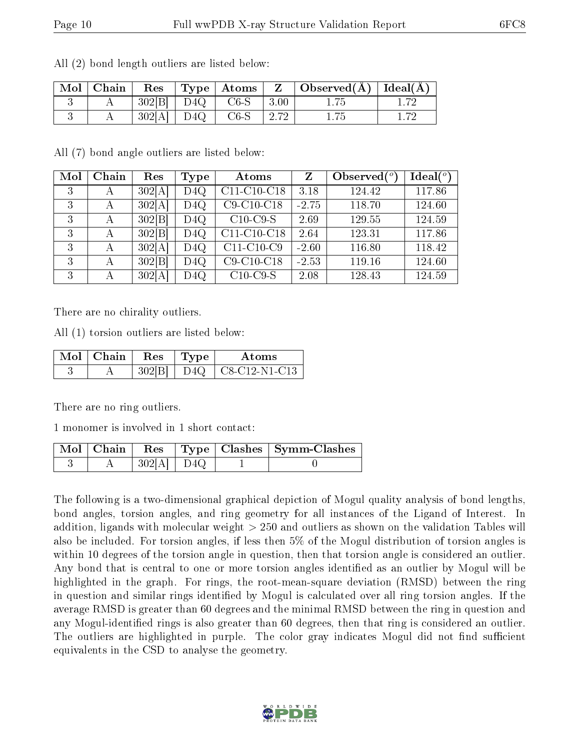All (2) bond length outliers are listed below:

| Mol | Chain | Res | Type | Atoms | Z | Observed(Å) | Ideal(Å) |
|---|---|---|---|---|---|---|---|
| 3 | A | 302[B] | D4Q | C6-S | 3.00 | 1.75 | 1.72 |
| 3 | A | 302[A] | D4Q | C6-S | 2.72 | 1.75 | 1.72 |

All (7) bond angle outliers are listed below:

| Mol | Chain | Res | Type | Atoms | Z | Observed($^o$) | Ideal($^o$) |
|---|---|---|---|---|---|---|---|
| 3 | A | 302[A] | D4Q | C11-C10-C18 | 3.18 | 124.42 | 117.86 |
| 3 | A | 302[A] | D4Q | C9-C10-C18 | -2.75 | 118.70 | 124.60 |
| 3 | A | 302[B] | D4Q | C10-C9-S | 2.69 | 129.55 | 124.59 |
| 3 | A | 302[B] | D4Q | C11-C10-C18 | 2.64 | 123.31 | 117.86 |
| 3 | A | 302[A] | D4Q | C11-C10-C9 | -2.60 | 116.80 | 118.42 |
| 3 | A | 302[B] | D4Q | C9-C10-C18 | -2.53 | 119.16 | 124.60 |
| 3 | A | 302[A] | D4Q | C10-C9-S | 2.08 | 128.43 | 124.59 |

There are no chirality outliers.

All (1) torsion outliers are listed below:

| Mol | Chain | Res | Type | Atoms |
|---|---|---|---|---|
| 3 | A | 302[B] | D4Q | C8-C12-N1-C13 |

There are no ring outliers.

1 monomer is involved in 1 short contact:

| Mol | Chain | Res | Type | Clashes | Symm-Clashes |
|---|---|---|---|---|---|
| 3 | A | 302[A] | D4Q | 1 | 0 |

The following is a two-dimensional graphical depiction of Mogul quality analysis of bond lengths, bond angles, torsion angles, and ring geometry for all instances of the Ligand of Interest. In addition, ligands with molecular weight > 250 and outliers as shown on the validation Tables will also be included. For torsion angles, if less then 5% of the Mogul distribution of torsion angles is within 10 degrees of the torsion angle in question, then that torsion angle is considered an outlier. Any bond that is central to one or more torsion angles identified as an outlier by Mogul will be highlighted in the graph. For rings, the root-mean-square deviation (RMSD) between the ring in question and similar rings identified by Mogul is calculated over all ring torsion angles. If the average RMSD is greater than 60 degrees and the minimal RMSD between the ring in question and any Mogul-identified rings is also greater than 60 degrees, then that ring is considered an outlier. The outliers are highlighted in purple. The color gray indicates Mogul did not find sufficient equivalents in the CSD to analyse the geometry.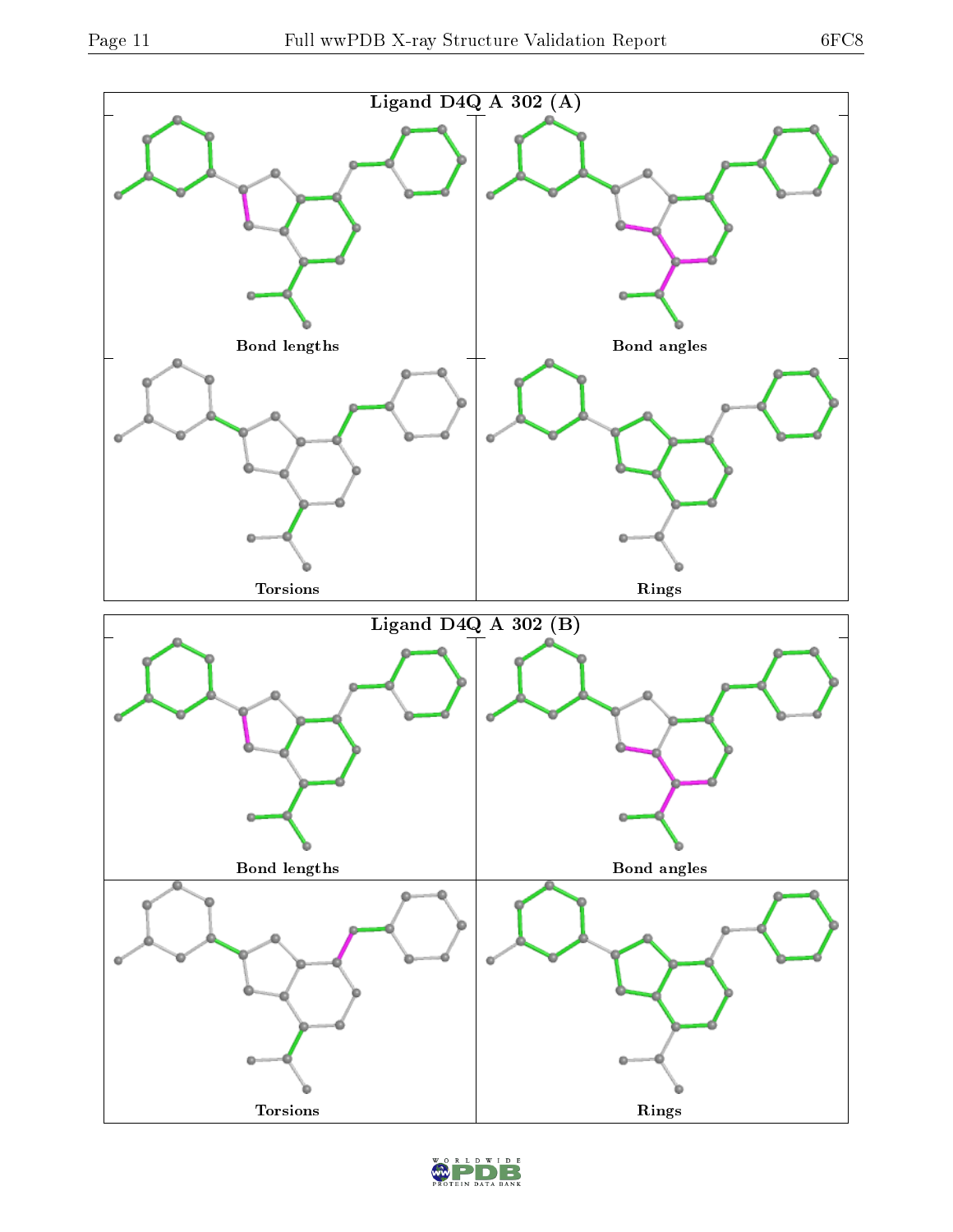**Ligand D4Q A 302 (A)**

Bond lengths

Bond angles

Torsions

Rings

**Ligand D4Q A 302 (B)**

Bond lengths

Bond angles

Torsions

Rings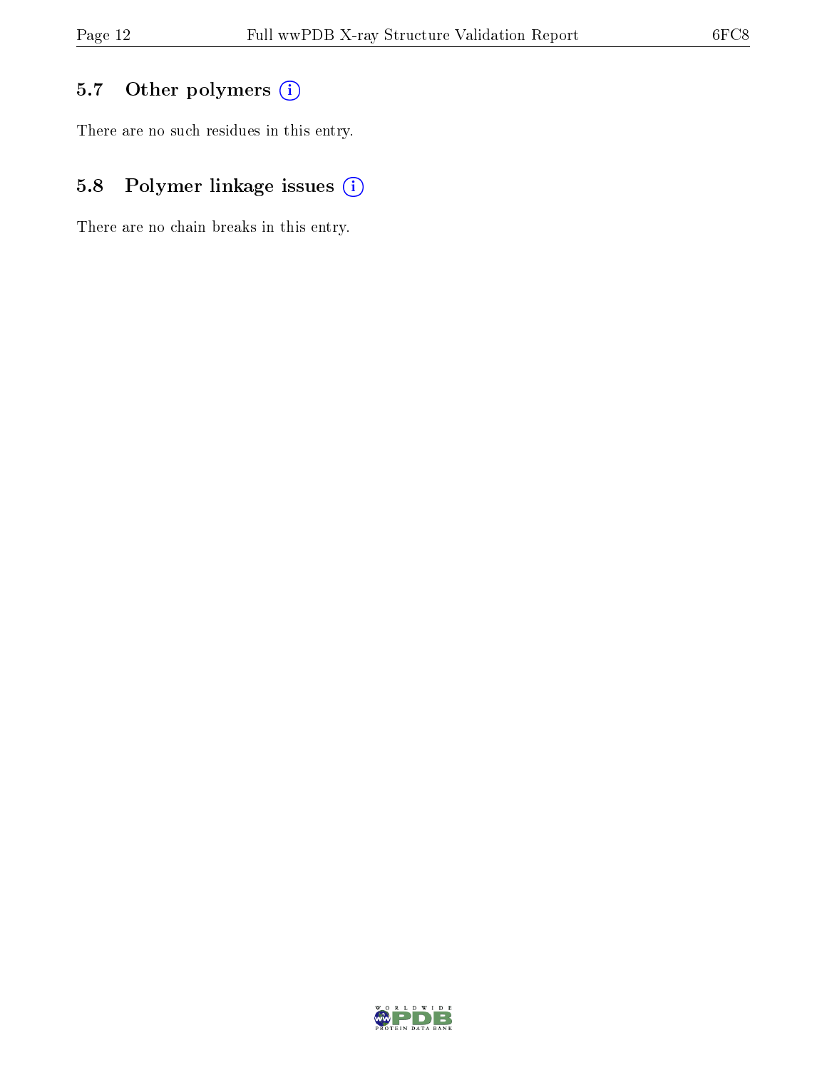### 5.7 Other polymers (i)

There are no such residues in this entry.

### 5.8 Polymer linkage issues (i)

There are no chain breaks in this entry.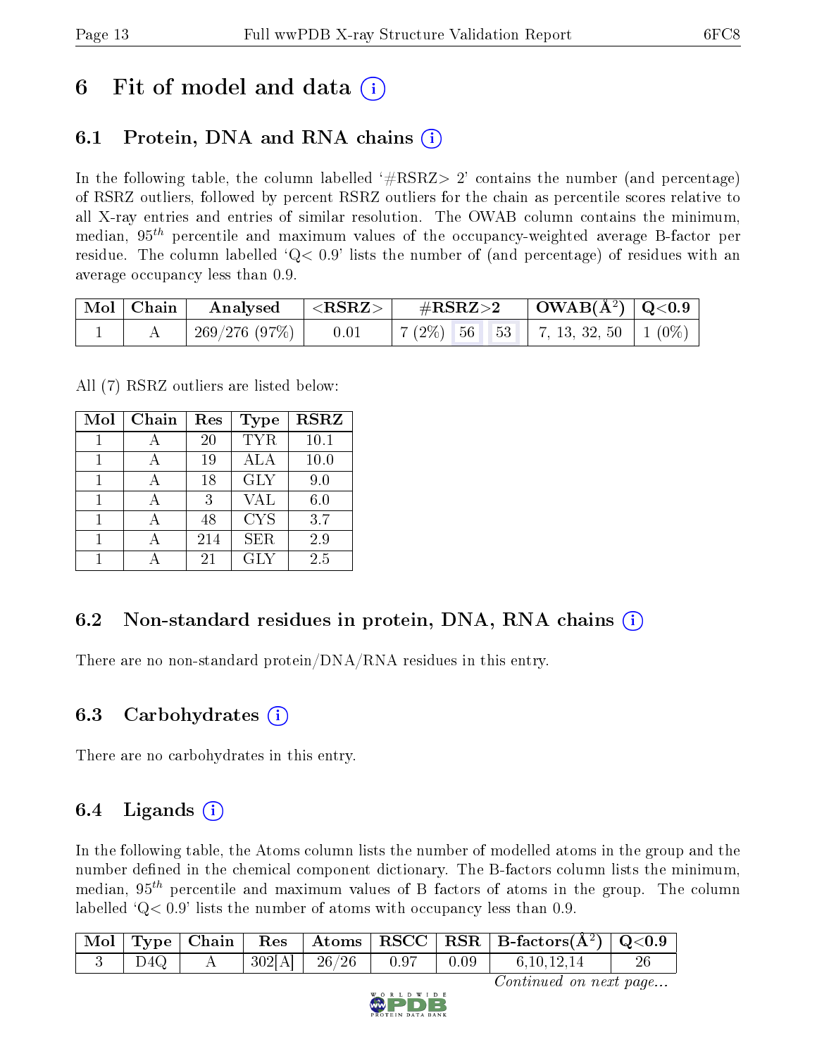# 6 Fit of model and data (i)

## 6.1 Protein, DNA and RNA chains (i)

In the following table, the column labelled '#RSRZ> 2' contains the number (and percentage) of RSRZ outliers, followed by percent RSRZ outliers for the chain as percentile scores relative to all X-ray entries and entries of similar resolution. The OWAB column contains the minimum, median, $95^{th}$ percentile and maximum values of the occupancy-weighted average B-factor per residue. The column labelled 'Q< 0.9' lists the number of (and percentage) of residues with an average occupancy less than 0.9.

| Mol | Chain | Analysed | <RSRZ> | #RSRZ>2 | | | OWAB(Å$^2$) | Q<0.9 |
|---|---|---|---|---|---|---|---|---|
| 1 | A | 269/276 (97%) | 0.01 | 7 (2%) | 56 | 53 | 7, 13, 32, 50 | 1 (0%) |

All (7) RSRZ outliers are listed below:

| Mol | Chain | Res | Type | RSRZ |
|---|---|---|---|---|
| 1 | A | 20 | TYR | 10.1 |
| 1 | A | 19 | ALA | 10.0 |
| 1 | A | 18 | GLY | 9.0 |
| 1 | A | 3 | VAL | 6.0 |
| 1 | A | 48 | CYS | 3.7 |
| 1 | A | 214 | SER | 2.9 |
| 1 | A | 21 | GLY | 2.5 |

## 6.2 Non-standard residues in protein, DNA, RNA chains (i)

There are no non-standard protein/DNA/RNA residues in this entry.

## 6.3 Carbohydrates (i)

There are no carbohydrates in this entry.

## 6.4 Ligands (i)

In the following table, the Atoms column lists the number of modelled atoms in the group and the number defined in the chemical component dictionary. The B-factors column lists the minimum, median, $95^{th}$ percentile and maximum values of B factors of atoms in the group. The column labelled 'Q< 0.9' lists the number of atoms with occupancy less than 0.9.

| Mol | Type | Chain | Res | Atoms | RSCC | RSR | B-factors(Å$^2$) | Q<0.9 |
|---|---|---|---|---|---|---|---|---|
| 3 | D4Q | A | 302[A] | 26/26 | 0.97 | 0.09 | 6,10,12,14 | 26 |

*Continued on next page...*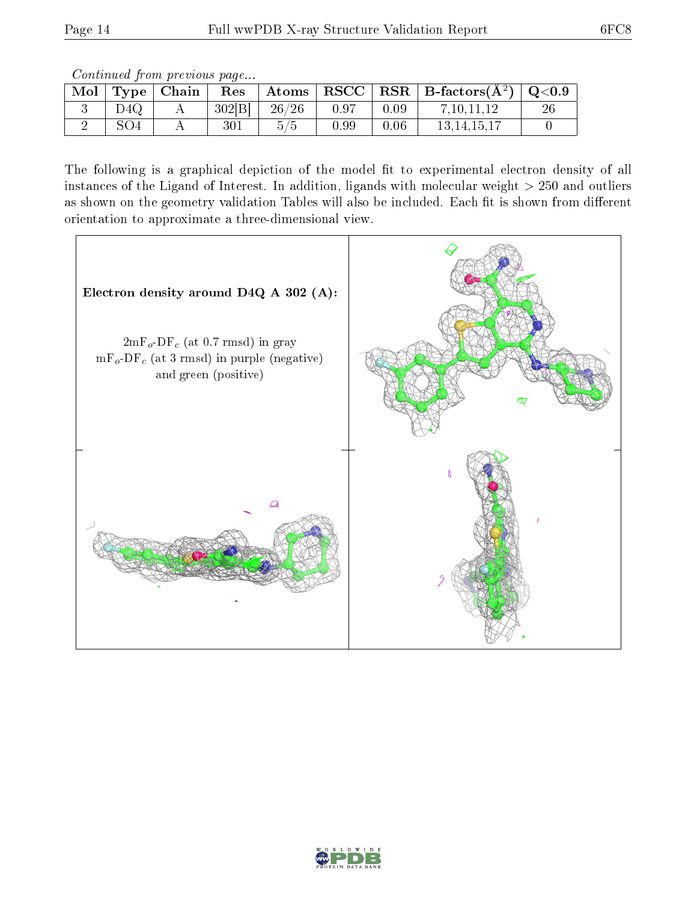*Continued from previous page...*

| Mol | Type | Chain | Res | Atoms | RSCC | RSR | B-factors($Å^2$) | Q<0.9 |
|---|---|---|---|---|---|---|---|---|
| 3 | D4Q | A | 302[B] | 26/26 | 0.97 | 0.09 | 7,10,11,12 | 26 |
| 2 | SO4 | A | 301 | 5/5 | 0.99 | 0.06 | 13,14,15,17 | 0 |

The following is a graphical depiction of the model fit to experimental electron density of all instances of the Ligand of Interest. In addition, ligands with molecular weight > 250 and outliers as shown on the geometry validation Tables will also be included. Each fit is shown from different orientation to approximate a three-dimensional view.

**Electron density around D4Q A 302 (A):**

$2mF_o$-$DF_c$ (at 0.7 rmsd) in gray
$mF_o$-$DF_c$ (at 3 rmsd) in purple (negative) and green (positive)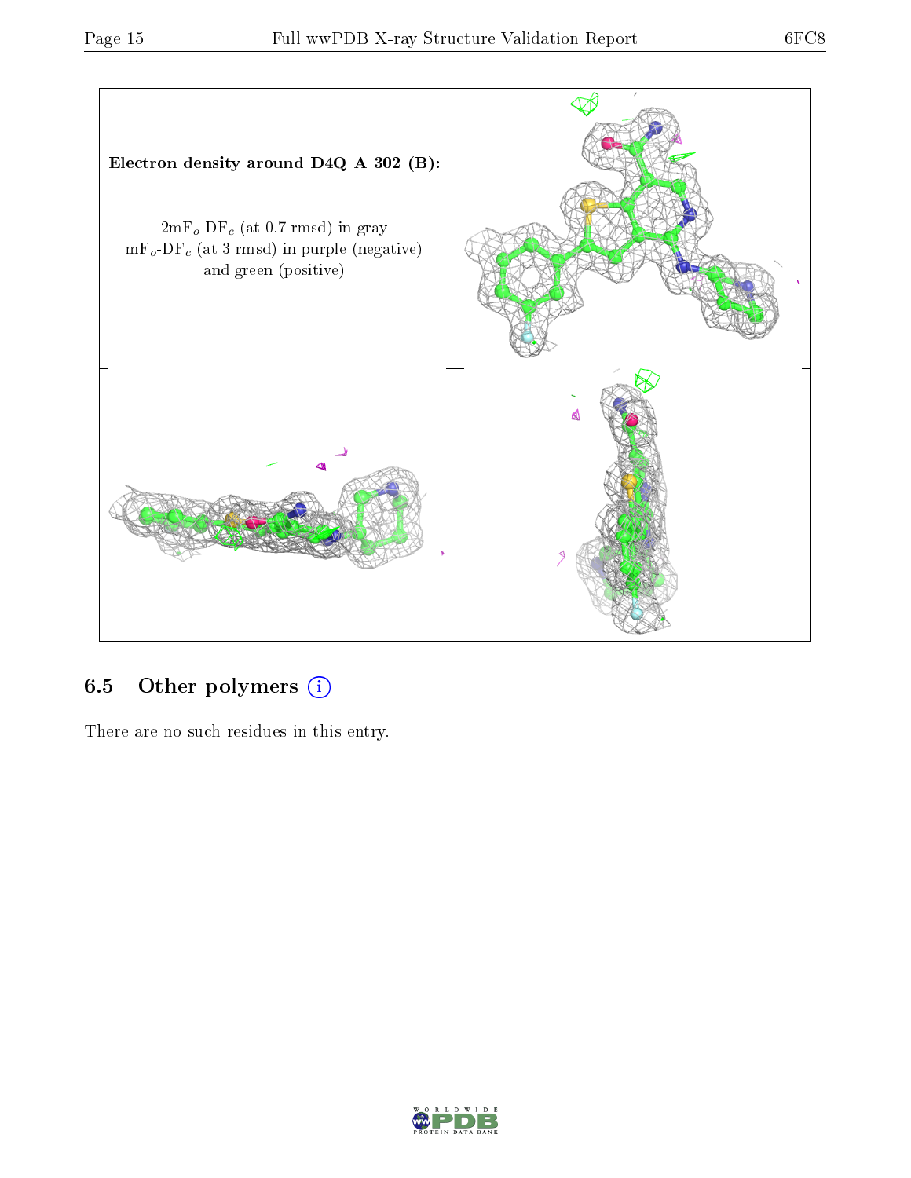**Electron density around D4Q A 302 (B):**

$2mF_o$-$DF_c$ (at 0.7 rmsd) in gray
$mF_o$-$DF_c$ (at 3 rmsd) in purple (negative) and green (positive)

## 6.5 Other polymers

There are no such residues in this entry.